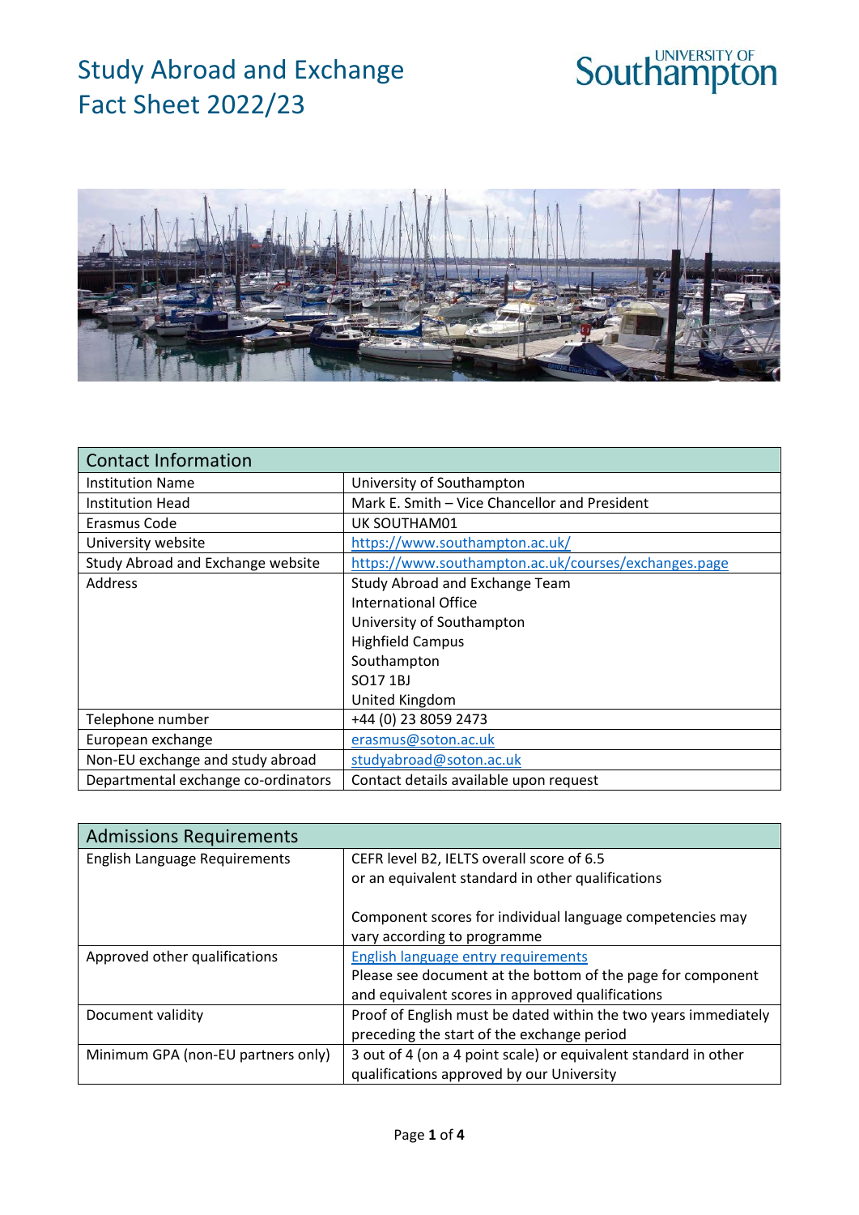# Study Abroad and Exchange Fact Sheet 2022/23

University of Southampton

| Contact Information | |
|---|---|
| Institution Name | University of Southampton |
| Institution Head | Mark E. Smith – Vice Chancellor and President |
| Erasmus Code | UK SOUTHAM01 |
| University website | https://www.southampton.ac.uk/ |
| Study Abroad and Exchange website | https://www.southampton.ac.uk/courses/exchanges.page |
| Address | Study Abroad and Exchange Team<br>International Office<br>University of Southampton<br>Highfield Campus<br>Southampton<br>SO17 1BJ<br>United Kingdom |
| Telephone number | +44 (0) 23 8059 2473 |
| European exchange | erasmus@soton.ac.uk |
| Non-EU exchange and study abroad | studyabroad@soton.ac.uk |
| Departmental exchange co-ordinators | Contact details available upon request |

| Admissions Requirements | |
|---|---|
| English Language Requirements | CEFR level B2, IELTS overall score of 6.5<br>or an equivalent standard in other qualifications<br><br>Component scores for individual language competencies may vary according to programme |
| Approved other qualifications | English language entry requirements<br>Please see document at the bottom of the page for component and equivalent scores in approved qualifications |
| Document validity | Proof of English must be dated within the two years immediately preceding the start of the exchange period |
| Minimum GPA (non-EU partners only) | 3 out of 4 (on a 4 point scale) or equivalent standard in other qualifications approved by our University |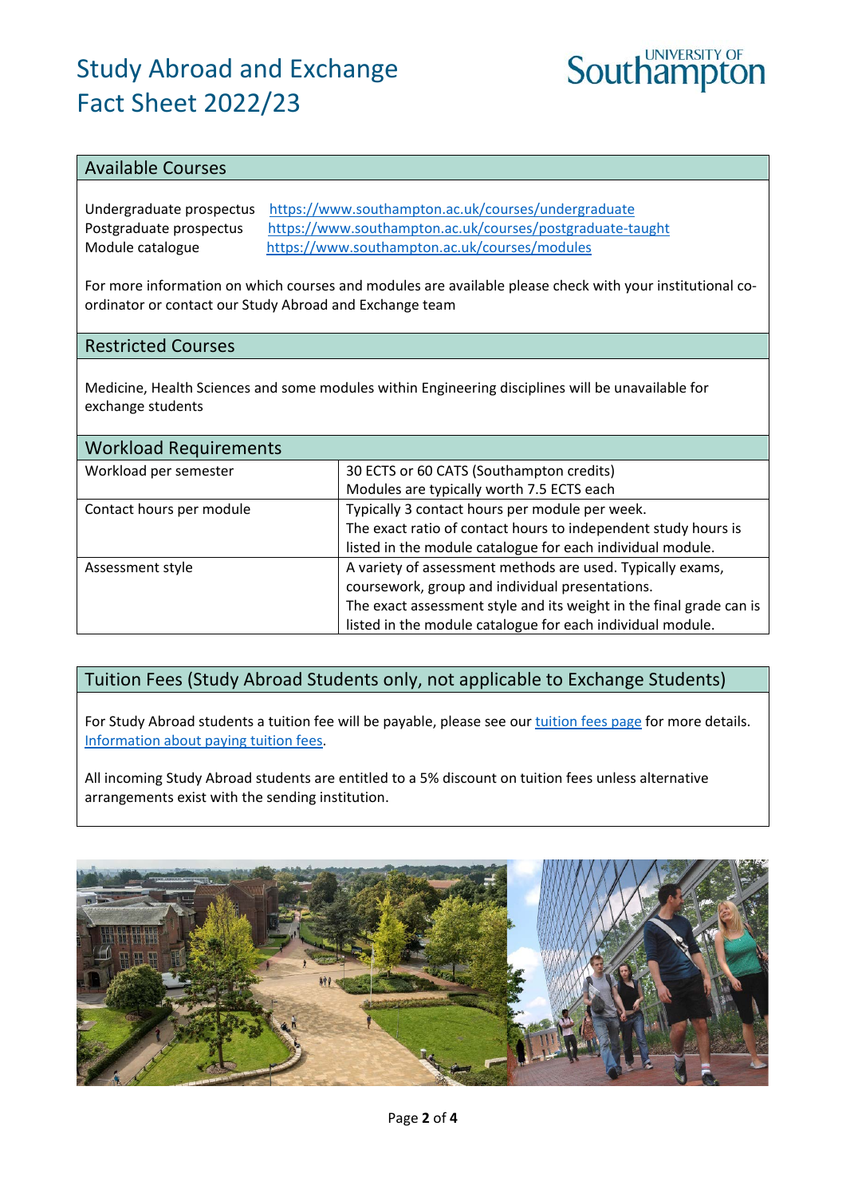# Study Abroad and Exchange Fact Sheet 2022/23

## Available Courses

Undergraduate prospectus https://www.southampton.ac.uk/courses/undergraduate
Postgraduate prospectus https://www.southampton.ac.uk/courses/postgraduate-taught
Module catalogue https://www.southampton.ac.uk/courses/modules

For more information on which courses and modules are available please check with your institutional co-ordinator or contact our Study Abroad and Exchange team

## Restricted Courses

Medicine, Health Sciences and some modules within Engineering disciplines will be unavailable for exchange students

## Workload Requirements

| Workload Requirements | |
|---|---|
| Workload per semester | 30 ECTS or 60 CATS (Southampton credits)<br>Modules are typically worth 7.5 ECTS each |
| Contact hours per module | Typically 3 contact hours per module per week.<br>The exact ratio of contact hours to independent study hours is listed in the module catalogue for each individual module. |
| Assessment style | A variety of assessment methods are used. Typically exams, coursework, group and individual presentations.<br>The exact assessment style and its weight in the final grade can is listed in the module catalogue for each individual module. |

## Tuition Fees (Study Abroad Students only, not applicable to Exchange Students)

For Study Abroad students a tuition fee will be payable, please see our tuition fees page for more details. Information about paying tuition fees.

All incoming Study Abroad students are entitled to a 5% discount on tuition fees unless alternative arrangements exist with the sending institution.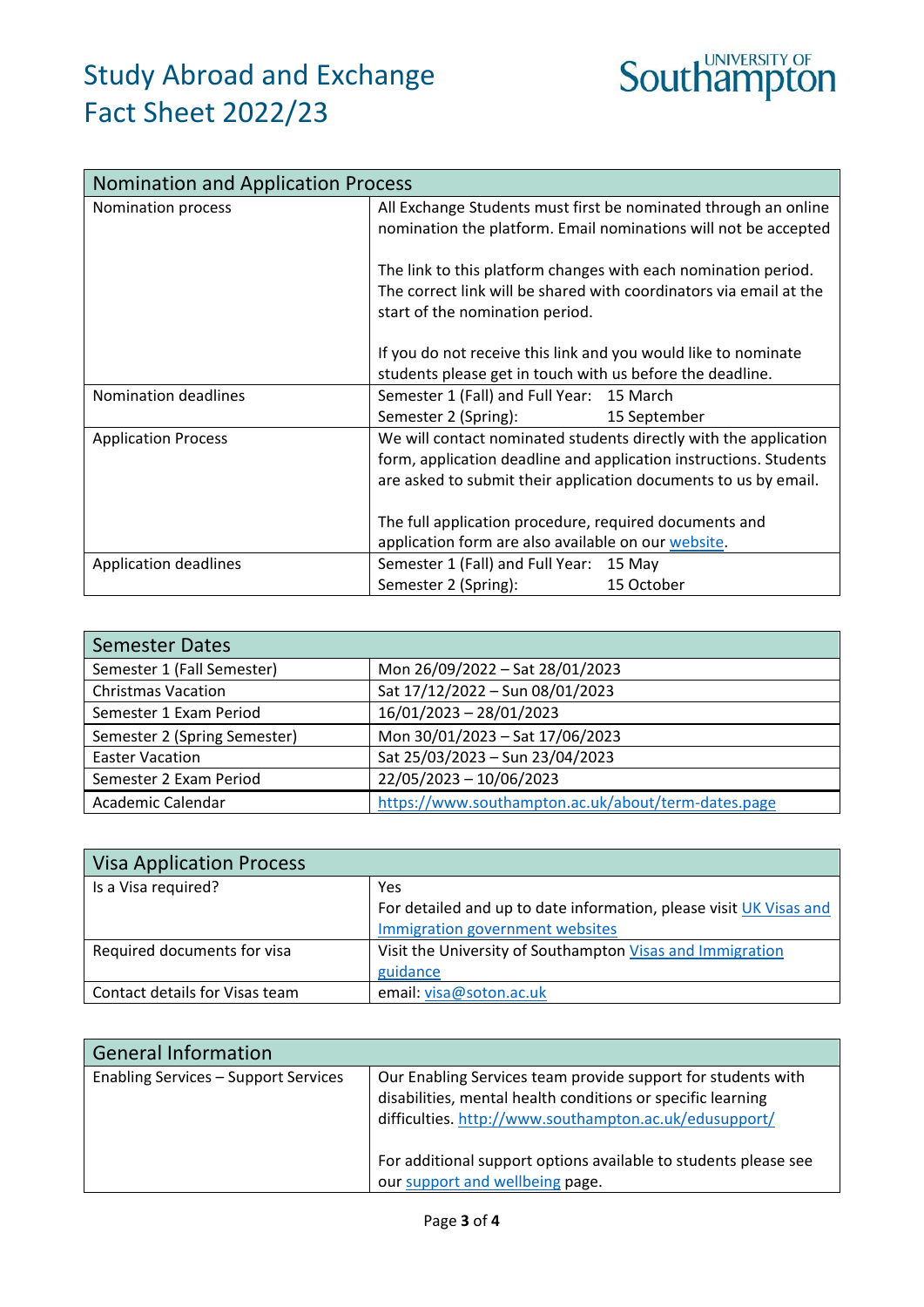# Study Abroad and Exchange Fact Sheet 2022/23

| Nomination and Application Process | |
|---|---|
| Nomination process | All Exchange Students must first be nominated through an online nomination the platform. Email nominations will not be accepted<br><br>The link to this platform changes with each nomination period. The correct link will be shared with coordinators via email at the start of the nomination period.<br><br>If you do not receive this link and you would like to nominate students please get in touch with us before the deadline. |
| Nomination deadlines | Semester 1 (Fall) and Full Year: 15 March<br>Semester 2 (Spring): 15 September |
| Application Process | We will contact nominated students directly with the application form, application deadline and application instructions. Students are asked to submit their application documents to us by email.<br><br>The full application procedure, required documents and application form are also available on our website. |
| Application deadlines | Semester 1 (Fall) and Full Year: 15 May<br>Semester 2 (Spring): 15 October |

| Semester Dates | |
|---|---|
| Semester 1 (Fall Semester) | Mon 26/09/2022 – Sat 28/01/2023 |
| Christmas Vacation | Sat 17/12/2022 – Sun 08/01/2023 |
| Semester 1 Exam Period | 16/01/2023 – 28/01/2023 |
| Semester 2 (Spring Semester) | Mon 30/01/2023 – Sat 17/06/2023 |
| Easter Vacation | Sat 25/03/2023 – Sun 23/04/2023 |
| Semester 2 Exam Period | 22/05/2023 – 10/06/2023 |
| Academic Calendar | https://www.southampton.ac.uk/about/term-dates.page |

| Visa Application Process | |
|---|---|
| Is a Visa required? | Yes<br>For detailed and up to date information, please visit UK Visas and Immigration government websites |
| Required documents for visa | Visit the University of Southampton Visas and Immigration guidance |
| Contact details for Visas team | email: visa@soton.ac.uk |

| General Information | |
|---|---|
| Enabling Services – Support Services | Our Enabling Services team provide support for students with disabilities, mental health conditions or specific learning difficulties. http://www.southampton.ac.uk/edusupport/<br><br>For additional support options available to students please see our support and wellbeing page. |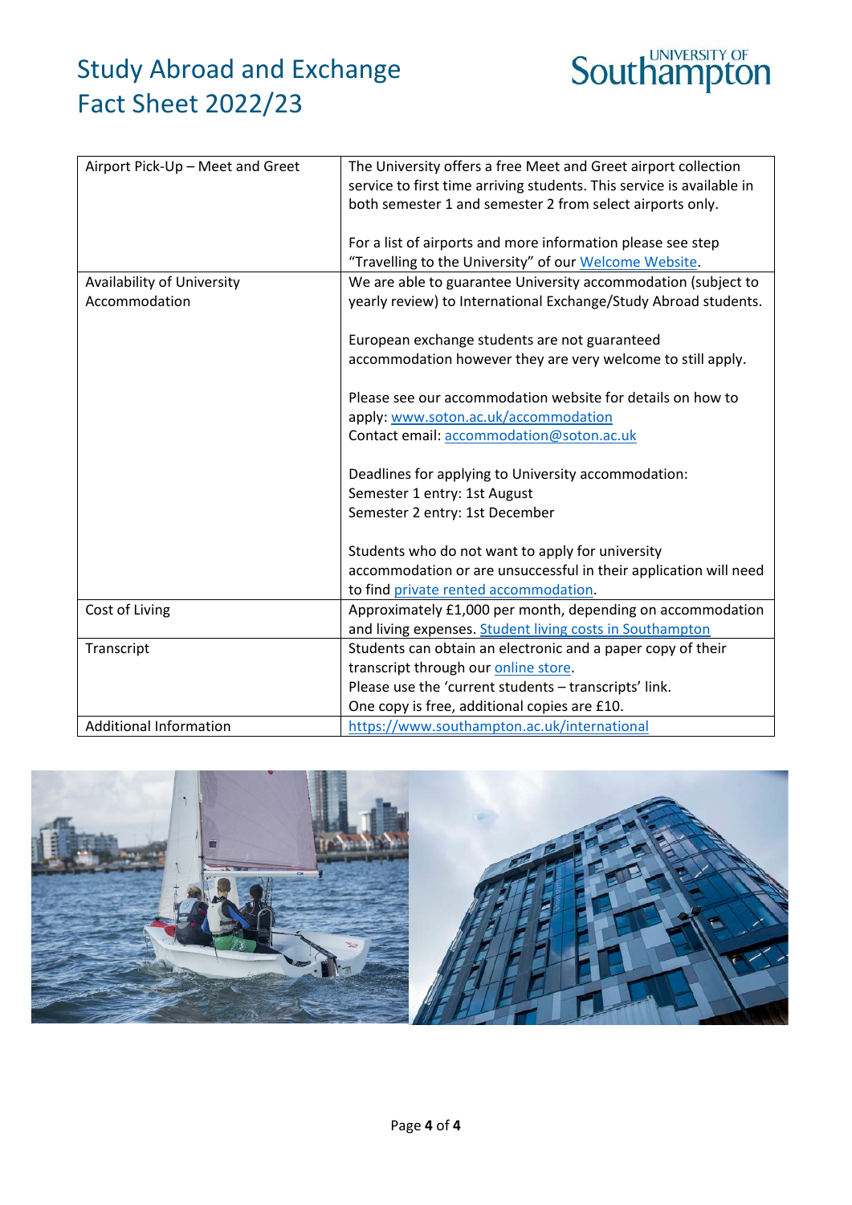# Study Abroad and Exchange Fact Sheet 2022/23

| | |
|---|---|
| Airport Pick-Up – Meet and Greet | The University offers a free Meet and Greet airport collection service to first time arriving students. This service is available in both semester 1 and semester 2 from select airports only.<br><br>For a list of airports and more information please see step "Travelling to the University" of our [Welcome Website](). |
| Availability of University Accommodation | We are able to guarantee University accommodation (subject to yearly review) to International Exchange/Study Abroad students.<br><br>European exchange students are not guaranteed accommodation however they are very welcome to still apply.<br><br>Please see our accommodation website for details on how to apply: [www.soton.ac.uk/accommodation](www.soton.ac.uk/accommodation)<br>Contact email: [accommodation@soton.ac.uk](mailto:accommodation@soton.ac.uk)<br><br>Deadlines for applying to University accommodation:<br>Semester 1 entry: 1st August<br>Semester 2 entry: 1st December<br><br>Students who do not want to apply for university accommodation or are unsuccessful in their application will need to find [private rented accommodation](). |
| Cost of Living | Approximately £1,000 per month, depending on accommodation and living expenses. [Student living costs in Southampton]() |
| Transcript | Students can obtain an electronic and a paper copy of their transcript through our [online store]().<br>Please use the 'current students – transcripts' link.<br>One copy is free, additional copies are £10. |
| Additional Information | [https://www.southampton.ac.uk/international](https://www.southampton.ac.uk/international) |